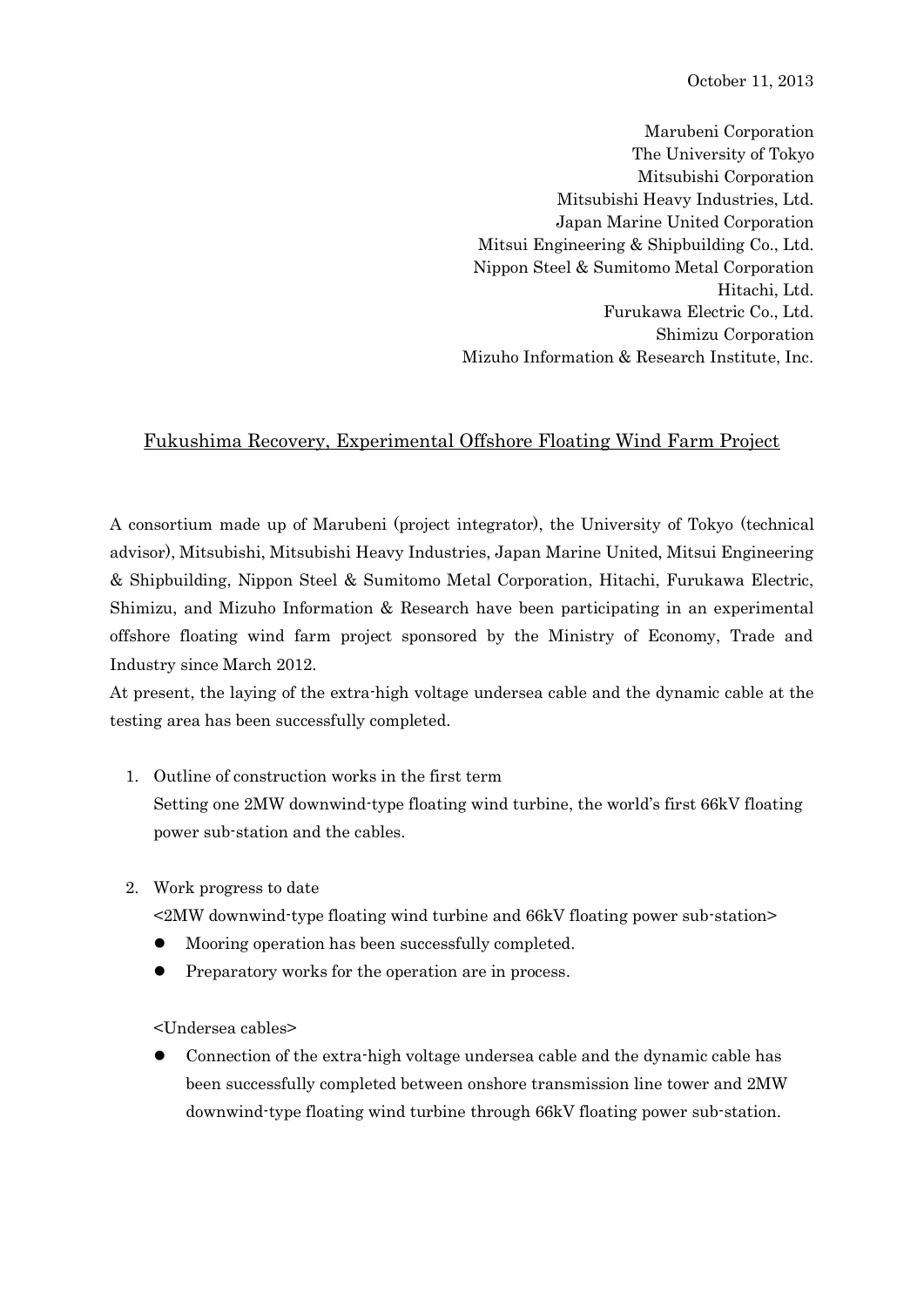October 11, 2013

Marubeni Corporation
The University of Tokyo
Mitsubishi Corporation
Mitsubishi Heavy Industries, Ltd.
Japan Marine United Corporation
Mitsui Engineering & Shipbuilding Co., Ltd.
Nippon Steel & Sumitomo Metal Corporation
Hitachi, Ltd.
Furukawa Electric Co., Ltd.
Shimizu Corporation
Mizuho Information & Research Institute, Inc.

# Fukushima Recovery, Experimental Offshore Floating Wind Farm Project

A consortium made up of Marubeni (project integrator), the University of Tokyo (technical advisor), Mitsubishi, Mitsubishi Heavy Industries, Japan Marine United, Mitsui Engineering & Shipbuilding, Nippon Steel & Sumitomo Metal Corporation, Hitachi, Furukawa Electric, Shimizu, and Mizuho Information & Research have been participating in an experimental offshore floating wind farm project sponsored by the Ministry of Economy, Trade and Industry since March 2012.
At present, the laying of the extra-high voltage undersea cable and the dynamic cable at the testing area has been successfully completed.

1. Outline of construction works in the first term
   Setting one 2MW downwind-type floating wind turbine, the world's first 66kV floating power sub-station and the cables.

2. Work progress to date
   <2MW downwind-type floating wind turbine and 66kV floating power sub-station>
   - Mooring operation has been successfully completed.
   - Preparatory works for the operation are in process.

   <Undersea cables>
   - Connection of the extra-high voltage undersea cable and the dynamic cable has been successfully completed between onshore transmission line tower and 2MW downwind-type floating wind turbine through 66kV floating power sub-station.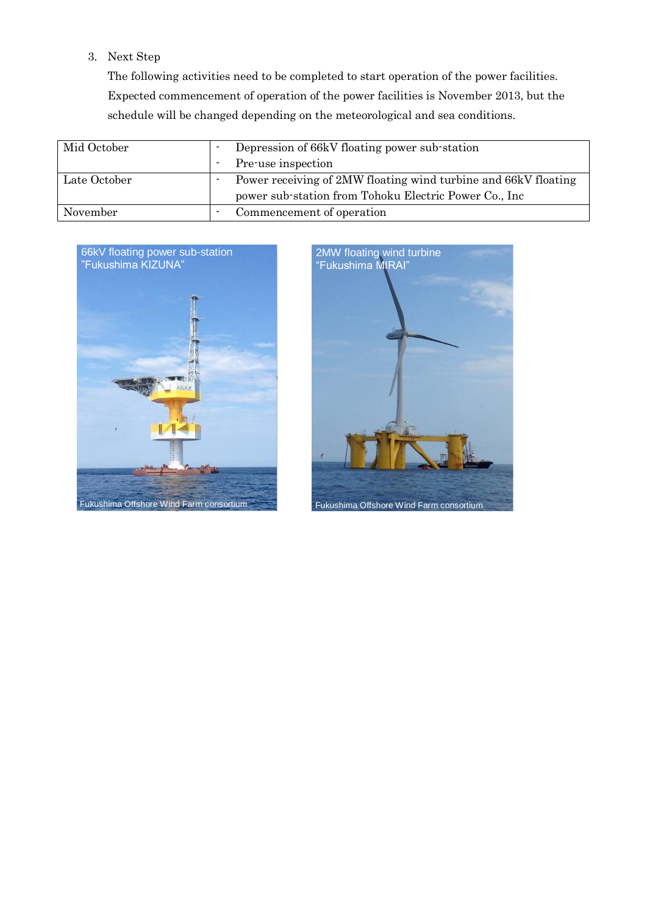3. Next Step

The following activities need to be completed to start operation of the power facilities. Expected commencement of operation of the power facilities is November 2013, but the schedule will be changed depending on the meteorological and sea conditions.

| | |
|---|---|
| Mid October | - Depression of 66kV floating power sub-station<br>- Pre-use inspection |
| Late October | - Power receiving of 2MW floating wind turbine and 66kV floating power sub-station from Tohoku Electric Power Co., Inc |
| November | - Commencement of operation |

66kV floating power sub-station "Fukushima KIZUNA"

Fukushima Offshore Wind Farm consortium

2MW floating wind turbine "Fukushima MIRAI"

Fukushima Offshore Wind Farm consortium